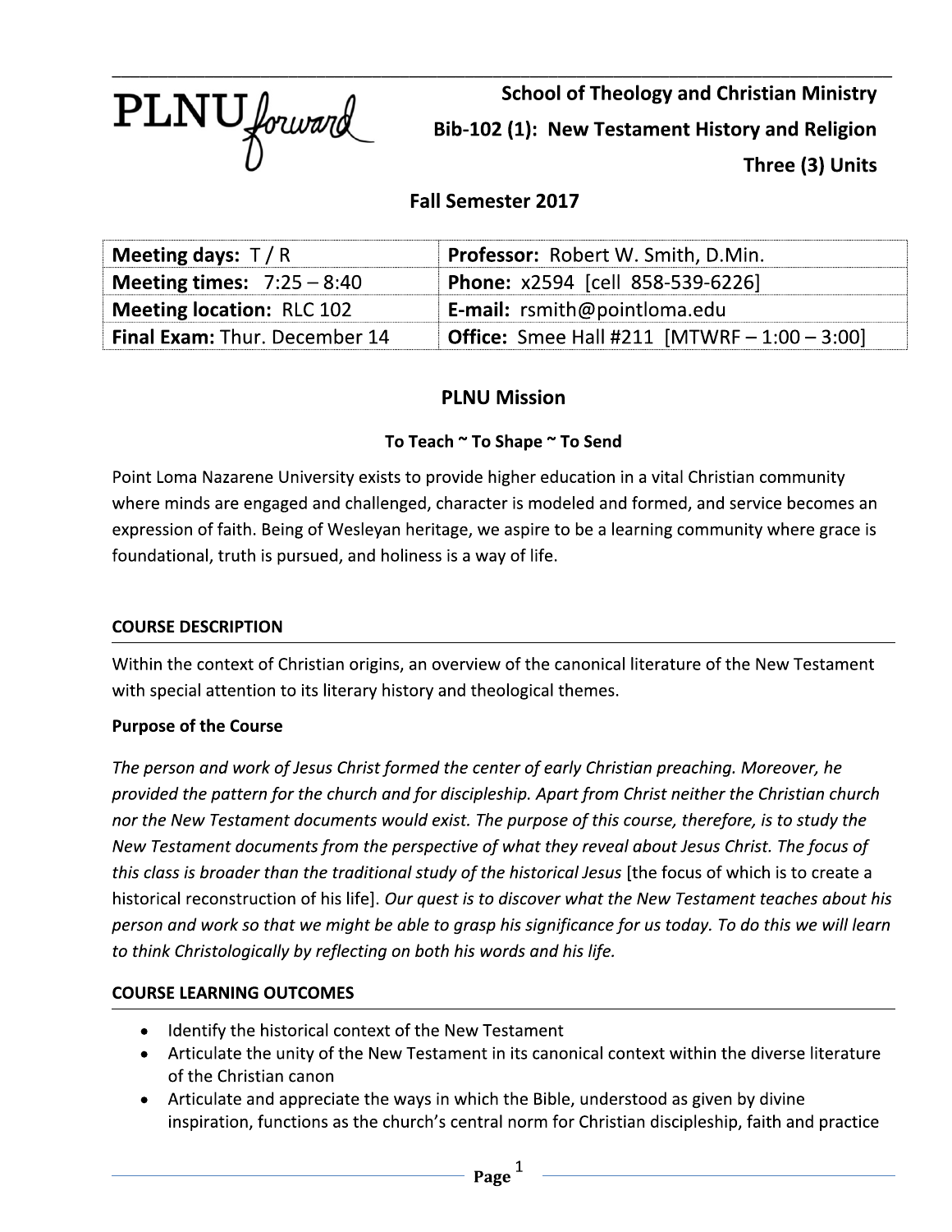PLNU forward

**School of Theology and Christian Ministry**
**Bib-102 (1): New Testament History and Religion**
**Three (3) Units**

**Fall Semester 2017**

| | |
|---|---|
| **Meeting days:** T / R | **Professor:** Robert W. Smith, D.Min. |
| **Meeting times:** 7:25 – 8:40 | **Phone:** x2594 [cell 858-539-6226] |
| **Meeting location:** RLC 102 | **E-mail:** rsmith@pointloma.edu |
| **Final Exam:** Thur. December 14 | **Office:** Smee Hall #211 [MTWRF – 1:00 – 3:00] |

## PLNU Mission

**To Teach ~ To Shape ~ To Send**

Point Loma Nazarene University exists to provide higher education in a vital Christian community where minds are engaged and challenged, character is modeled and formed, and service becomes an expression of faith. Being of Wesleyan heritage, we aspire to be a learning community where grace is foundational, truth is pursued, and holiness is a way of life.

### COURSE DESCRIPTION

Within the context of Christian origins, an overview of the canonical literature of the New Testament with special attention to its literary history and theological themes.

**Purpose of the Course**

*The person and work of Jesus Christ formed the center of early Christian preaching. Moreover, he provided the pattern for the church and for discipleship. Apart from Christ neither the Christian church nor the New Testament documents would exist. The purpose of this course, therefore, is to study the New Testament documents from the perspective of what they reveal about Jesus Christ. The focus of this class is broader than the traditional study of the historical Jesus* [the focus of which is to create a historical reconstruction of his life]. *Our quest is to discover what the New Testament teaches about his person and work so that we might be able to grasp his significance for us today. To do this we will learn to think Christologically by reflecting on both his words and his life.*

### COURSE LEARNING OUTCOMES

- Identify the historical context of the New Testament
- Articulate the unity of the New Testament in its canonical context within the diverse literature of the Christian canon
- Articulate and appreciate the ways in which the Bible, understood as given by divine inspiration, functions as the church's central norm for Christian discipleship, faith and practice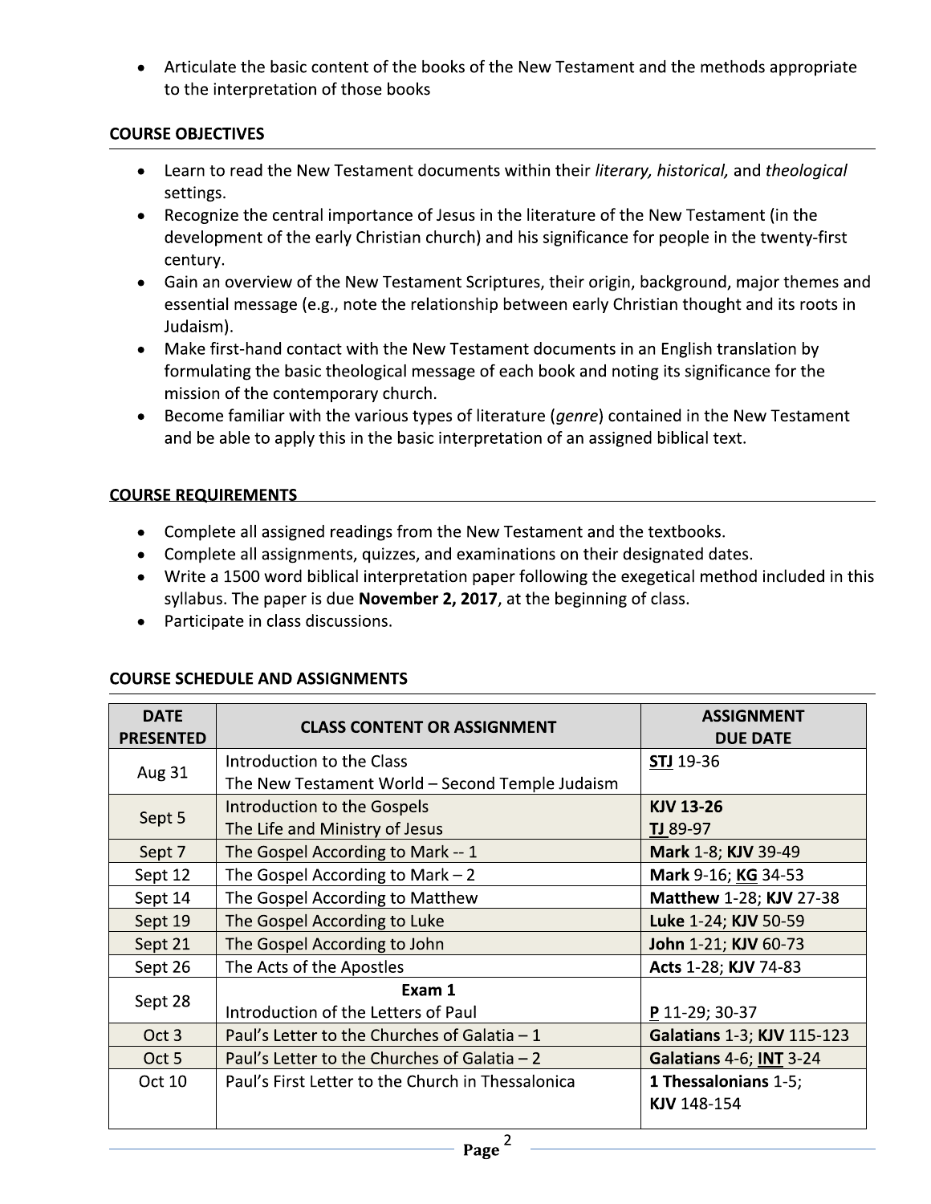- Articulate the basic content of the books of the New Testament and the methods appropriate to the interpretation of those books

## COURSE OBJECTIVES

- Learn to read the New Testament documents within their *literary, historical,* and *theological* settings.
- Recognize the central importance of Jesus in the literature of the New Testament (in the development of the early Christian church) and his significance for people in the twenty-first century.
- Gain an overview of the New Testament Scriptures, their origin, background, major themes and essential message (e.g., note the relationship between early Christian thought and its roots in Judaism).
- Make first-hand contact with the New Testament documents in an English translation by formulating the basic theological message of each book and noting its significance for the mission of the contemporary church.
- Become familiar with the various types of literature (*genre*) contained in the New Testament and be able to apply this in the basic interpretation of an assigned biblical text.

## COURSE REQUIREMENTS

- Complete all assigned readings from the New Testament and the textbooks.
- Complete all assignments, quizzes, and examinations on their designated dates.
- Write a 1500 word biblical interpretation paper following the exegetical method included in this syllabus. The paper is due **November 2, 2017**, at the beginning of class.
- Participate in class discussions.

## COURSE SCHEDULE AND ASSIGNMENTS

| DATE PRESENTED | CLASS CONTENT OR ASSIGNMENT | ASSIGNMENT DUE DATE |
|---|---|---|
| Aug 31 | Introduction to the Class<br>The New Testament World – Second Temple Judaism | **STJ** 19-36 |
| Sept 5 | Introduction to the Gospels<br>The Life and Ministry of Jesus | **KJV 13-26**<br>**TJ** 89-97 |
| Sept 7 | The Gospel According to Mark -- 1 | **Mark** 1-8; **KJV** 39-49 |
| Sept 12 | The Gospel According to Mark – 2 | **Mark** 9-16; **KG** 34-53 |
| Sept 14 | The Gospel According to Matthew | **Matthew** 1-28; **KJV** 27-38 |
| Sept 19 | The Gospel According to Luke | **Luke** 1-24; **KJV** 50-59 |
| Sept 21 | The Gospel According to John | **John** 1-21; **KJV** 60-73 |
| Sept 26 | The Acts of the Apostles | **Acts** 1-28; **KJV** 74-83 |
| Sept 28 | **Exam 1**<br>Introduction of the Letters of Paul | **P** 11-29; 30-37 |
| Oct 3 | Paul's Letter to the Churches of Galatia – 1 | **Galatians** 1-3; **KJV** 115-123 |
| Oct 5 | Paul's Letter to the Churches of Galatia – 2 | **Galatians** 4-6; **INT** 3-24 |
| Oct 10 | Paul's First Letter to the Church in Thessalonica | **1 Thessalonians** 1-5;<br>**KJV** 148-154 |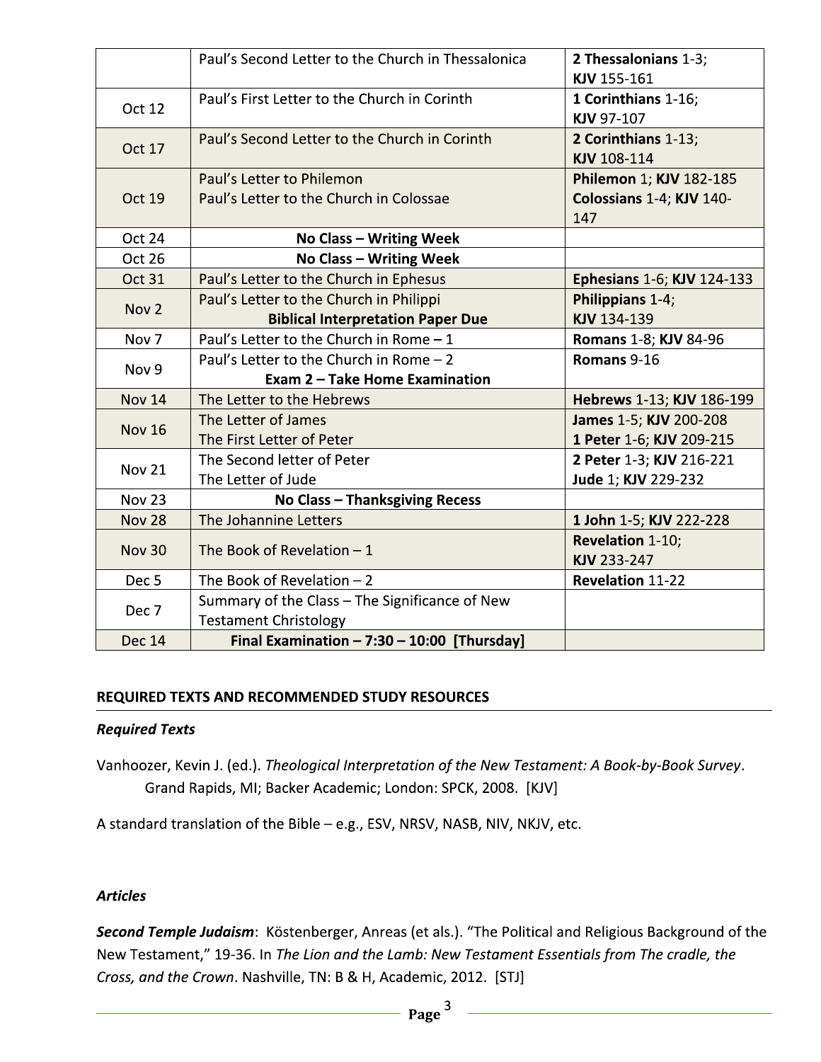| | | |
|---|---|---|
| | Paul's Second Letter to the Church in Thessalonica | **2 Thessalonians** 1-3; **KJV** 155-161 |
| Oct 12 | Paul's First Letter to the Church in Corinth | **1 Corinthians** 1-16; **KJV** 97-107 |
| Oct 17 | Paul's Second Letter to the Church in Corinth | **2 Corinthians** 1-13; **KJV** 108-114 |
| Oct 19 | Paul's Letter to Philemon<br>Paul's Letter to the Church in Colossae | **Philemon** 1; **KJV** 182-185<br>**Colossians** 1-4; **KJV** 140-147 |
| Oct 24 | **No Class – Writing Week** | |
| Oct 26 | **No Class – Writing Week** | |
| Oct 31 | Paul's Letter to the Church in Ephesus | **Ephesians** 1-6; **KJV** 124-133 |
| Nov 2 | Paul's Letter to the Church in Philippi<br>**Biblical Interpretation Paper Due** | **Philippians** 1-4; **KJV** 134-139 |
| Nov 7 | Paul's Letter to the Church in Rome – 1 | **Romans** 1-8; **KJV** 84-96 |
| Nov 9 | Paul's Letter to the Church in Rome – 2<br>**Exam 2 – Take Home Examination** | **Romans** 9-16 |
| Nov 14 | The Letter to the Hebrews | **Hebrews** 1-13; **KJV** 186-199 |
| Nov 16 | The Letter of James<br>The First Letter of Peter | **James** 1-5; **KJV** 200-208<br>**1 Peter** 1-6; **KJV** 209-215 |
| Nov 21 | The Second letter of Peter<br>The Letter of Jude | **2 Peter** 1-3; **KJV** 216-221<br>**Jude** 1; **KJV** 229-232 |
| Nov 23 | **No Class – Thanksgiving Recess** | |
| Nov 28 | The Johannine Letters | **1 John** 1-5; **KJV** 222-228 |
| Nov 30 | The Book of Revelation – 1 | **Revelation** 1-10; **KJV** 233-247 |
| Dec 5 | The Book of Revelation – 2 | **Revelation** 11-22 |
| Dec 7 | Summary of the Class – The Significance of New Testament Christology | |
| Dec 14 | **Final Examination – 7:30 – 10:00 [Thursday]** | |

## REQUIRED TEXTS AND RECOMMENDED STUDY RESOURCES

### *Required Texts*

Vanhoozer, Kevin J. (ed.). *Theological Interpretation of the New Testament: A Book-by-Book Survey*. Grand Rapids, MI; Backer Academic; London: SPCK, 2008. [KJV]

A standard translation of the Bible – e.g., ESV, NRSV, NASB, NIV, NKJV, etc.

### *Articles*

***Second Temple Judaism***: Köstenberger, Anreas (et als.). "The Political and Religious Background of the New Testament," 19-36. In *The Lion and the Lamb: New Testament Essentials from The cradle, the Cross, and the Crown*. Nashville, TN: B & H, Academic, 2012. [STJ]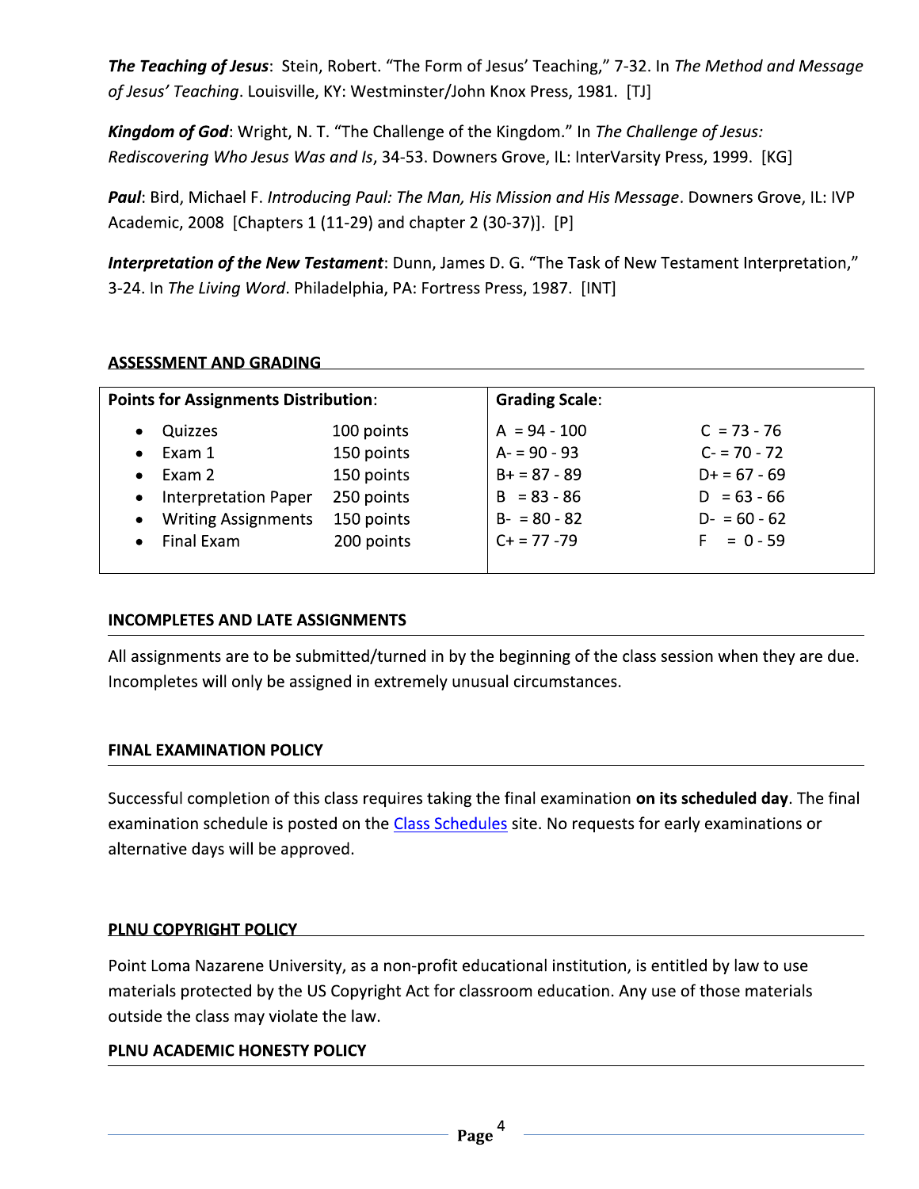***The Teaching of Jesus***: Stein, Robert. "The Form of Jesus' Teaching," 7-32. In *The Method and Message of Jesus' Teaching*. Louisville, KY: Westminster/John Knox Press, 1981. [TJ]

***Kingdom of God***: Wright, N. T. "The Challenge of the Kingdom." In *The Challenge of Jesus: Rediscovering Who Jesus Was and Is*, 34-53. Downers Grove, IL: InterVarsity Press, 1999. [KG]

***Paul***: Bird, Michael F. *Introducing Paul: The Man, His Mission and His Message*. Downers Grove, IL: IVP Academic, 2008 [Chapters 1 (11-29) and chapter 2 (30-37)]. [P]

***Interpretation of the New Testament***: Dunn, James D. G. "The Task of New Testament Interpretation," 3-24. In *The Living Word*. Philadelphia, PA: Fortress Press, 1987. [INT]

## ASSESSMENT AND GRADING

| **Points for Assignments Distribution**: | | **Grading Scale**: | |
|---|---|---|---|
| • Quizzes | 100 points | A = 94 - 100 | C = 73 - 76 |
| • Exam 1 | 150 points | A- = 90 - 93 | C- = 70 - 72 |
| • Exam 2 | 150 points | B+ = 87 - 89 | D+ = 67 - 69 |
| • Interpretation Paper | 250 points | B = 83 - 86 | D = 63 - 66 |
| • Writing Assignments | 150 points | B- = 80 - 82 | D- = 60 - 62 |
| • Final Exam | 200 points | C+ = 77 -79 | F = 0 - 59 |

## INCOMPLETES AND LATE ASSIGNMENTS

All assignments are to be submitted/turned in by the beginning of the class session when they are due. Incompletes will only be assigned in extremely unusual circumstances.

## FINAL EXAMINATION POLICY

Successful completion of this class requires taking the final examination **on its scheduled day**. The final examination schedule is posted on the Class Schedules site. No requests for early examinations or alternative days will be approved.

## PLNU COPYRIGHT POLICY

Point Loma Nazarene University, as a non-profit educational institution, is entitled by law to use materials protected by the US Copyright Act for classroom education. Any use of those materials outside the class may violate the law.

## PLNU ACADEMIC HONESTY POLICY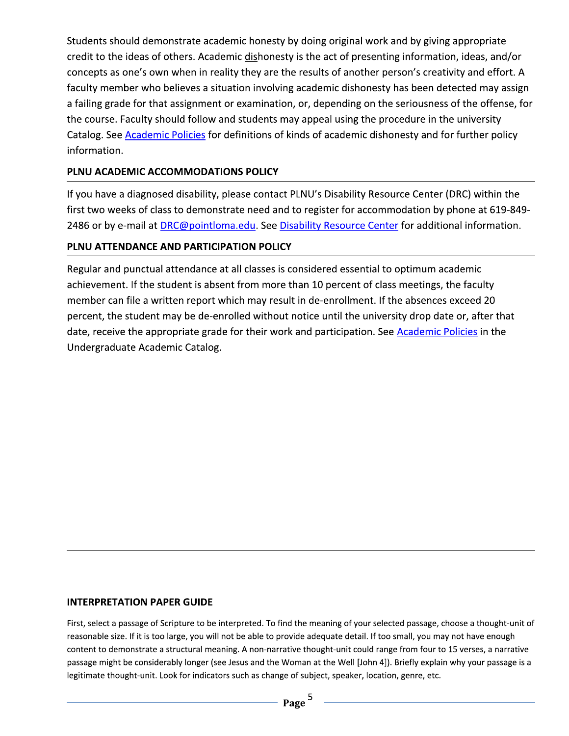Students should demonstrate academic honesty by doing original work and by giving appropriate credit to the ideas of others. Academic dishonesty is the act of presenting information, ideas, and/or concepts as one's own when in reality they are the results of another person's creativity and effort. A faculty member who believes a situation involving academic dishonesty has been detected may assign a failing grade for that assignment or examination, or, depending on the seriousness of the offense, for the course. Faculty should follow and students may appeal using the procedure in the university Catalog. See Academic Policies for definitions of kinds of academic dishonesty and for further policy information.

## PLNU ACADEMIC ACCOMMODATIONS POLICY

If you have a diagnosed disability, please contact PLNU's Disability Resource Center (DRC) within the first two weeks of class to demonstrate need and to register for accommodation by phone at 619-849-2486 or by e-mail at DRC@pointloma.edu. See Disability Resource Center for additional information.

## PLNU ATTENDANCE AND PARTICIPATION POLICY

Regular and punctual attendance at all classes is considered essential to optimum academic achievement. If the student is absent from more than 10 percent of class meetings, the faculty member can file a written report which may result in de-enrollment. If the absences exceed 20 percent, the student may be de-enrolled without notice until the university drop date or, after that date, receive the appropriate grade for their work and participation. See Academic Policies in the Undergraduate Academic Catalog.

---

## INTERPRETATION PAPER GUIDE

First, select a passage of Scripture to be interpreted. To find the meaning of your selected passage, choose a thought-unit of reasonable size. If it is too large, you will not be able to provide adequate detail. If too small, you may not have enough content to demonstrate a structural meaning. A non-narrative thought-unit could range from four to 15 verses, a narrative passage might be considerably longer (see Jesus and the Woman at the Well [John 4]). Briefly explain why your passage is a legitimate thought-unit. Look for indicators such as change of subject, speaker, location, genre, etc.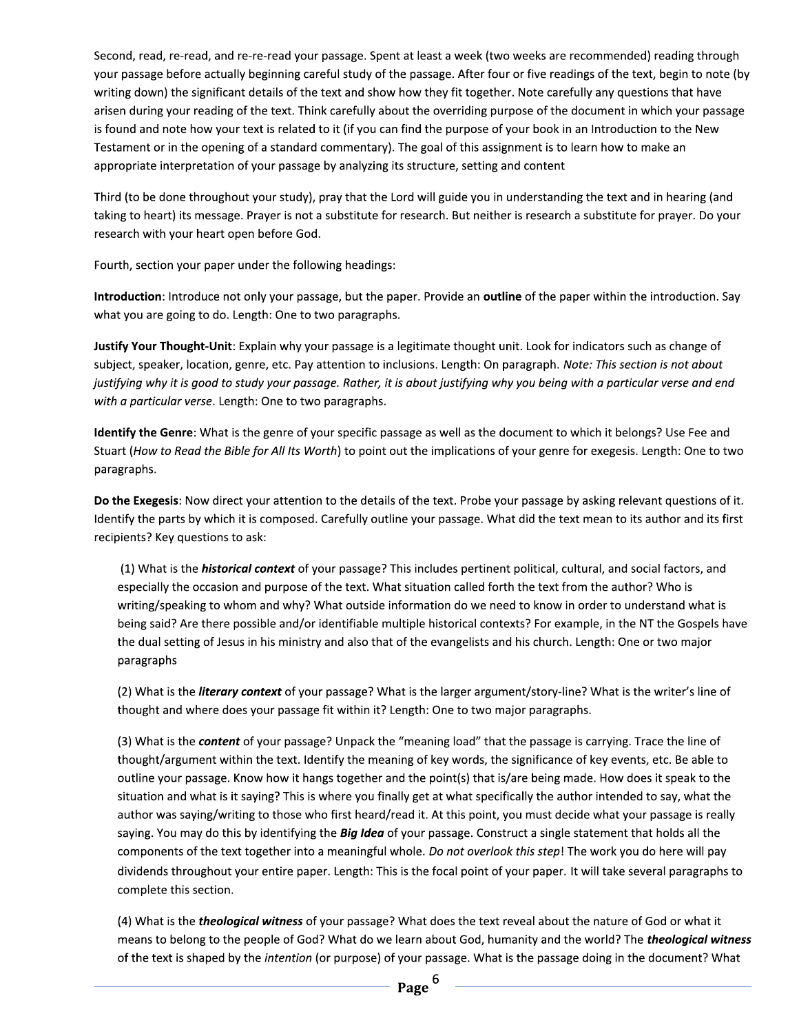Second, read, re-read, and re-re-read your passage. Spent at least a week (two weeks are recommended) reading through your passage before actually beginning careful study of the passage. After four or five readings of the text, begin to note (by writing down) the significant details of the text and show how they fit together. Note carefully any questions that have arisen during your reading of the text. Think carefully about the overriding purpose of the document in which your passage is found and note how your text is related to it (if you can find the purpose of your book in an Introduction to the New Testament or in the opening of a standard commentary). The goal of this assignment is to learn how to make an appropriate interpretation of your passage by analyzing its structure, setting and content

Third (to be done throughout your study), pray that the Lord will guide you in understanding the text and in hearing (and taking to heart) its message. Prayer is not a substitute for research. But neither is research a substitute for prayer. Do your research with your heart open before God.

Fourth, section your paper under the following headings:

**Introduction**: Introduce not only your passage, but the paper. Provide an **outline** of the paper within the introduction. Say what you are going to do. Length: One to two paragraphs.

**Justify Your Thought-Unit**: Explain why your passage is a legitimate thought unit. Look for indicators such as change of subject, speaker, location, genre, etc. Pay attention to inclusions. Length: On paragraph. *Note: This section is not about justifying why it is good to study your passage. Rather, it is about justifying why you being with a particular verse and end with a particular verse*. Length: One to two paragraphs.

**Identify the Genre**: What is the genre of your specific passage as well as the document to which it belongs? Use Fee and Stuart (*How to Read the Bible for All Its Worth*) to point out the implications of your genre for exegesis. Length: One to two paragraphs.

**Do the Exegesis**: Now direct your attention to the details of the text. Probe your passage by asking relevant questions of it. Identify the parts by which it is composed. Carefully outline your passage. What did the text mean to its author and its first recipients? Key questions to ask:

(1) What is the ***historical context*** of your passage? This includes pertinent political, cultural, and social factors, and especially the occasion and purpose of the text. What situation called forth the text from the author? Who is writing/speaking to whom and why? What outside information do we need to know in order to understand what is being said? Are there possible and/or identifiable multiple historical contexts? For example, in the NT the Gospels have the dual setting of Jesus in his ministry and also that of the evangelists and his church. Length: One or two major paragraphs

(2) What is the ***literary context*** of your passage? What is the larger argument/story-line? What is the writer's line of thought and where does your passage fit within it? Length: One to two major paragraphs.

(3) What is the ***content*** of your passage? Unpack the "meaning load" that the passage is carrying. Trace the line of thought/argument within the text. Identify the meaning of key words, the significance of key events, etc. Be able to outline your passage. Know how it hangs together and the point(s) that is/are being made. How does it speak to the situation and what is it saying? This is where you finally get at what specifically the author intended to say, what the author was saying/writing to those who first heard/read it. At this point, you must decide what your passage is really saying. You may do this by identifying the ***Big Idea*** of your passage. Construct a single statement that holds all the components of the text together into a meaningful whole. *Do not overlook this step*! The work you do here will pay dividends throughout your entire paper. Length: This is the focal point of your paper. It will take several paragraphs to complete this section.

(4) What is the ***theological witness*** of your passage? What does the text reveal about the nature of God or what it means to belong to the people of God? What do we learn about God, humanity and the world? The ***theological witness*** of the text is shaped by the *intention* (or purpose) of your passage. What is the passage doing in the document? What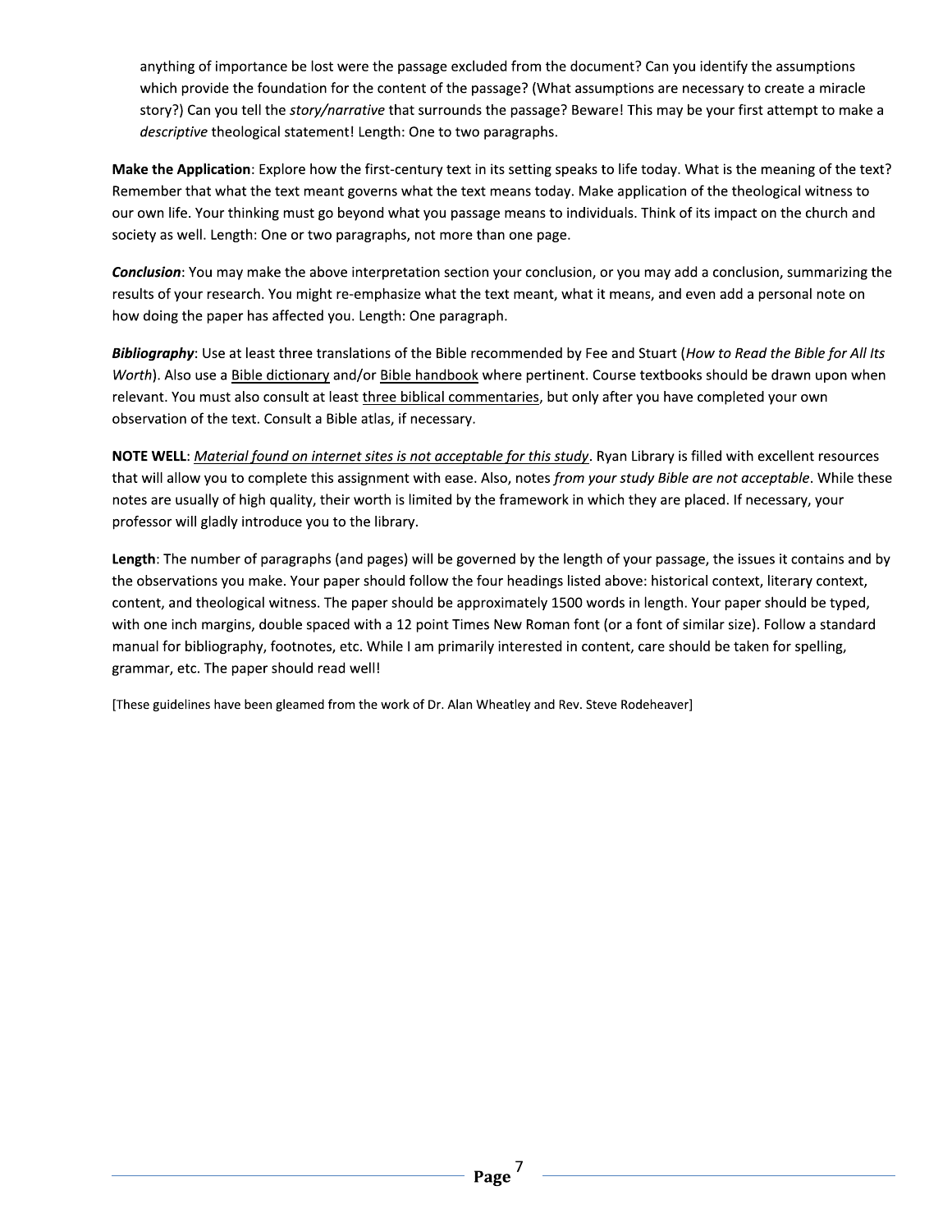anything of importance be lost were the passage excluded from the document? Can you identify the assumptions which provide the foundation for the content of the passage? (What assumptions are necessary to create a miracle story?) Can you tell the *story/narrative* that surrounds the passage? Beware! This may be your first attempt to make a *descriptive* theological statement! Length: One to two paragraphs.

**Make the Application**: Explore how the first-century text in its setting speaks to life today. What is the meaning of the text? Remember that what the text meant governs what the text means today. Make application of the theological witness to our own life. Your thinking must go beyond what you passage means to individuals. Think of its impact on the church and society as well. Length: One or two paragraphs, not more than one page.

***Conclusion***: You may make the above interpretation section your conclusion, or you may add a conclusion, summarizing the results of your research. You might re-emphasize what the text meant, what it means, and even add a personal note on how doing the paper has affected you. Length: One paragraph.

***Bibliography***: Use at least three translations of the Bible recommended by Fee and Stuart (*How to Read the Bible for All Its Worth*). Also use a Bible dictionary and/or Bible handbook where pertinent. Course textbooks should be drawn upon when relevant. You must also consult at least three biblical commentaries, but only after you have completed your own observation of the text. Consult a Bible atlas, if necessary.

**NOTE WELL**: *Material found on internet sites is not acceptable for this study*. Ryan Library is filled with excellent resources that will allow you to complete this assignment with ease. Also, notes *from your study Bible are not acceptable*. While these notes are usually of high quality, their worth is limited by the framework in which they are placed. If necessary, your professor will gladly introduce you to the library.

**Length**: The number of paragraphs (and pages) will be governed by the length of your passage, the issues it contains and by the observations you make. Your paper should follow the four headings listed above: historical context, literary context, content, and theological witness. The paper should be approximately 1500 words in length. Your paper should be typed, with one inch margins, double spaced with a 12 point Times New Roman font (or a font of similar size). Follow a standard manual for bibliography, footnotes, etc. While I am primarily interested in content, care should be taken for spelling, grammar, etc. The paper should read well!

[These guidelines have been gleamed from the work of Dr. Alan Wheatley and Rev. Steve Rodeheaver]